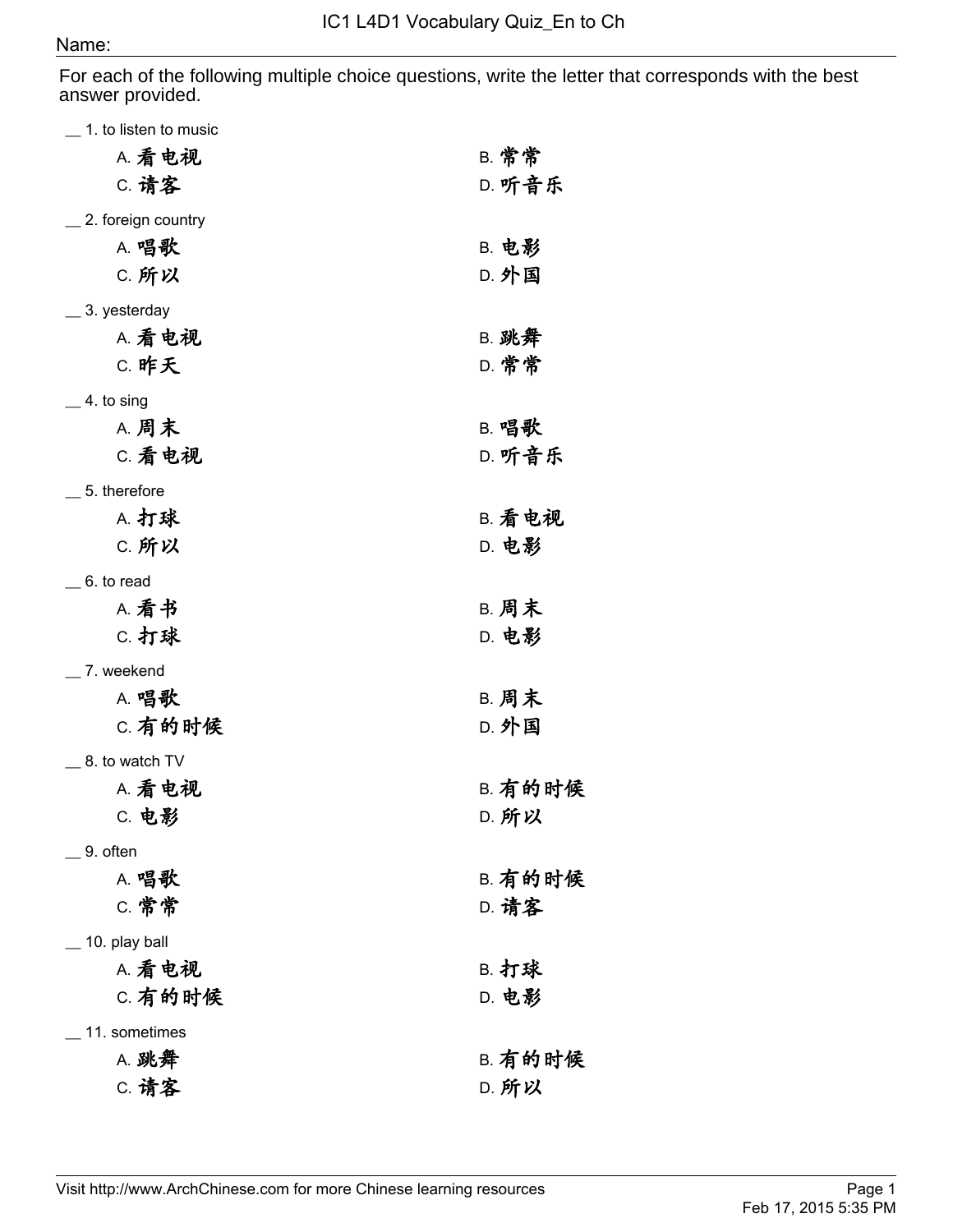# IC1 L4D1 Vocabulary Quiz_En to Ch

Name:

For each of the following multiple choice questions, write the letter that corresponds with the best answer provided.

__ 1. to listen to music

- A. 看电视
- B. 常常
- C. 请客
- D. 听音乐

__ 2. foreign country

- A. 唱歌
- B. 电影
- C. 所以
- D. 外国

__ 3. yesterday

- A. 看电视
- B. 跳舞
- C. 昨天
- D. 常常

__ 4. to sing

- A. 周末
- B. 唱歌
- C. 看电视
- D. 听音乐

__ 5. therefore

- A. 打球
- B. 看电视
- C. 所以
- D. 电影

__ 6. to read

- A. 看书
- B. 周末
- C. 打球
- D. 电影

__ 7. weekend

- A. 唱歌
- B. 周末
- C. 有的时候
- D. 外国

__ 8. to watch TV

- A. 看电视
- B. 有的时候
- C. 电影
- D. 所以

__ 9. often

- A. 唱歌
- B. 有的时候
- C. 常常
- D. 请客

__ 10. play ball

- A. 看电视
- B. 打球
- C. 有的时候
- D. 电影

__ 11. sometimes

- A. 跳舞
- B. 有的时候
- C. 请客
- D. 所以

Visit http://www.ArchChinese.com for more Chinese learning resources

Feb 17, 2015 5:35 PM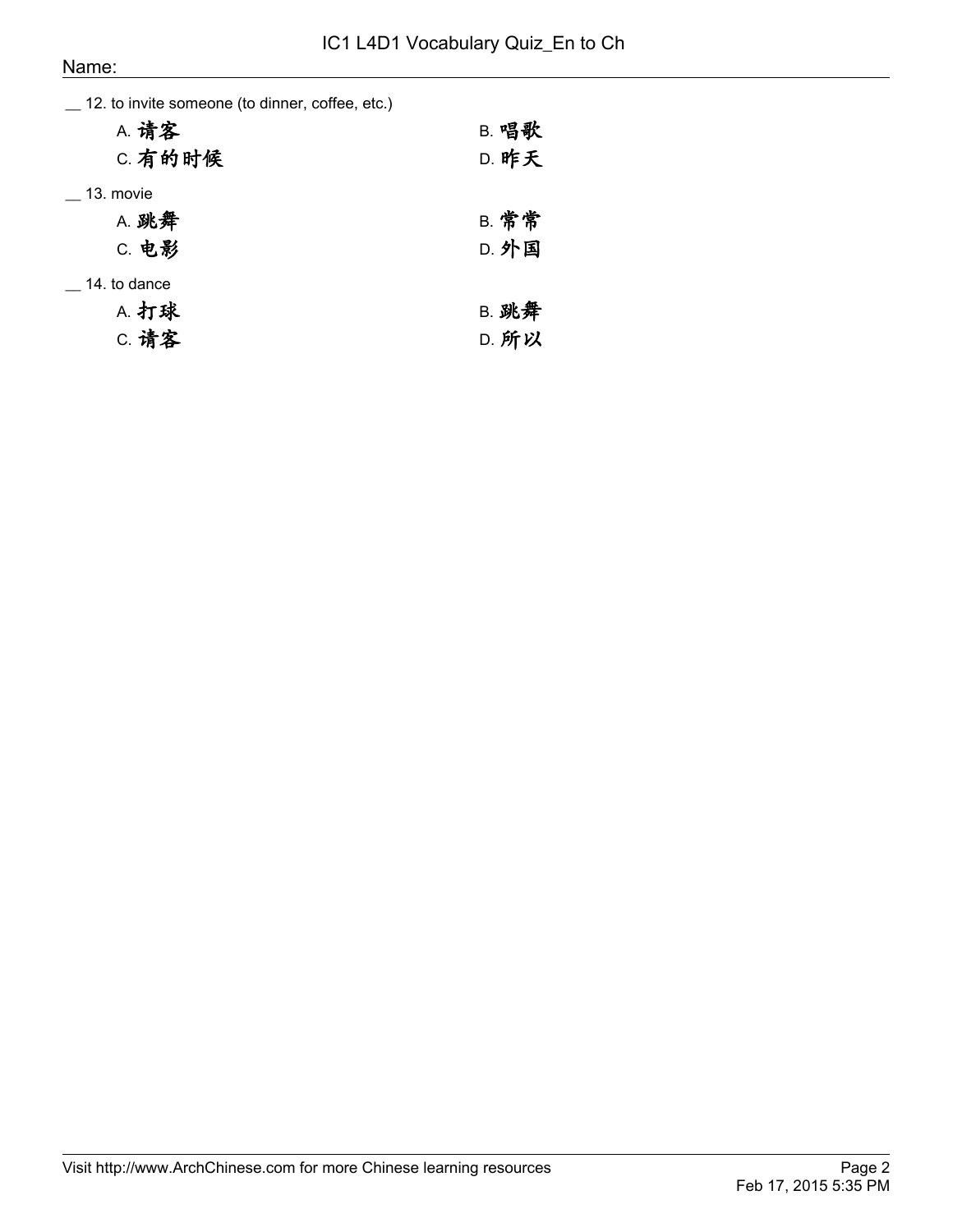Name:

__ 12. to invite someone (to dinner, coffee, etc.)

A. 请客
B. 唱歌
C. 有的时候
D. 昨天

__ 13. movie

A. 跳舞
B. 常常
C. 电影
D. 外国

__ 14. to dance

A. 打球
B. 跳舞
C. 请客
D. 所以